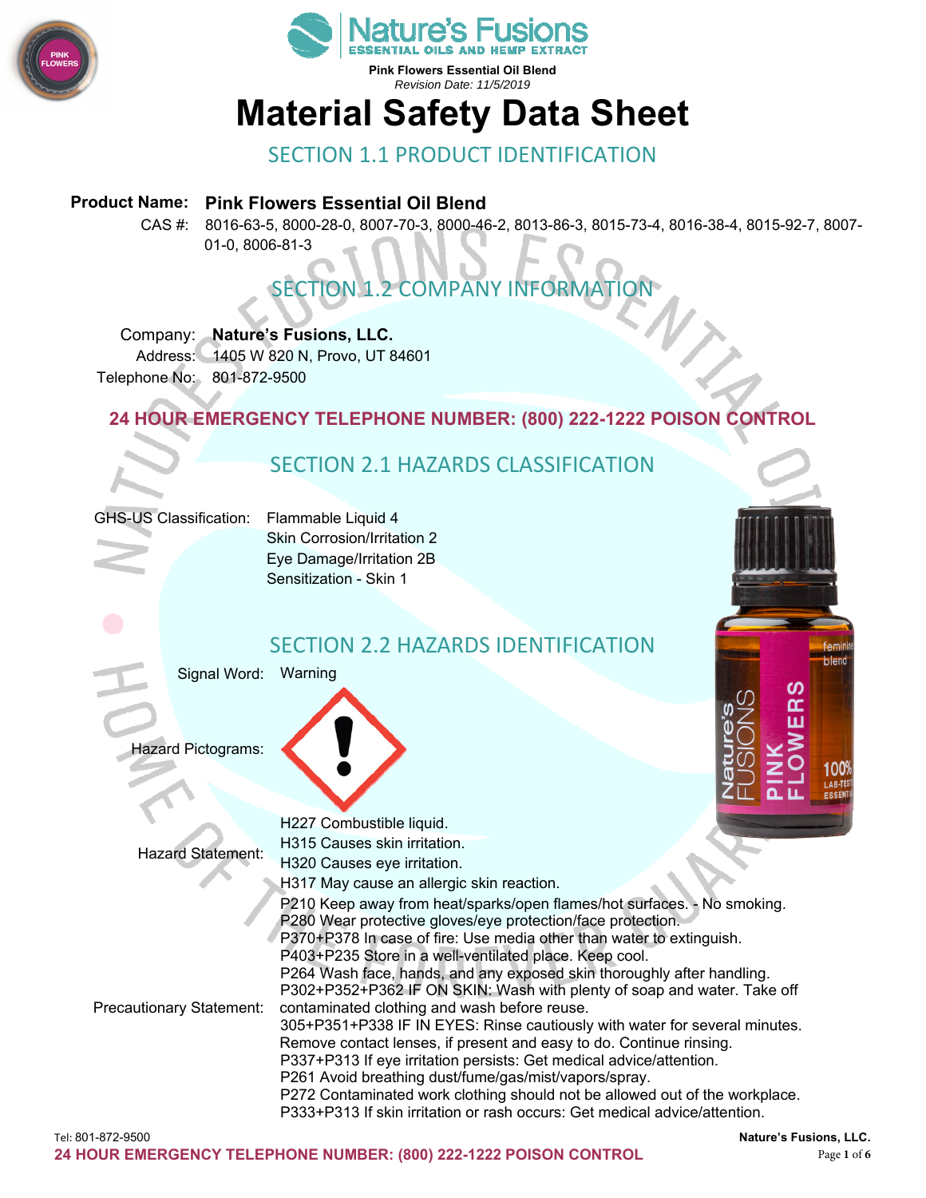**Pink Flowers Essential Oil Blend**

*Revision Date: 11/5/2019*

# Material Safety Data Sheet

## SECTION 1.1 PRODUCT IDENTIFICATION

**Product Name:** **Pink Flowers Essential Oil Blend**

CAS #: 8016-63-5, 8000-28-0, 8007-70-3, 8000-46-2, 8013-86-3, 8015-73-4, 8016-38-4, 8015-92-7, 8007-01-0, 8006-81-3

## SECTION 1.2 COMPANY INFORMATION

Company: **Nature's Fusions, LLC.**

Address: 1405 W 820 N, Provo, UT 84601

Telephone No: 801-872-9500

**24 HOUR EMERGENCY TELEPHONE NUMBER: (800) 222-1222 POISON CONTROL**

## SECTION 2.1 HAZARDS CLASSIFICATION

GHS-US Classification:
- Flammable Liquid 4
- Skin Corrosion/Irritation 2
- Eye Damage/Irritation 2B
- Sensitization - Skin 1

## SECTION 2.2 HAZARDS IDENTIFICATION

Signal Word: Warning

Hazard Pictograms:

Hazard Statement:
- H227 Combustible liquid.
- H315 Causes skin irritation.
- H320 Causes eye irritation.
- H317 May cause an allergic skin reaction.

Precautionary Statement:
- P210 Keep away from heat/sparks/open flames/hot surfaces. - No smoking.
- P280 Wear protective gloves/eye protection/face protection.
- P370+P378 In case of fire: Use media other than water to extinguish.
- P403+P235 Store in a well-ventilated place. Keep cool.
- P264 Wash face, hands, and any exposed skin thoroughly after handling.
- P302+P352+P362 IF ON SKIN: Wash with plenty of soap and water. Take off contaminated clothing and wash before reuse.
- 305+P351+P338 IF IN EYES: Rinse cautiously with water for several minutes. Remove contact lenses, if present and easy to do. Continue rinsing.
- P337+P313 If eye irritation persists: Get medical advice/attention.
- P261 Avoid breathing dust/fume/gas/mist/vapors/spray.
- P272 Contaminated work clothing should not be allowed out of the workplace.
- P333+P313 If skin irritation or rash occurs: Get medical advice/attention.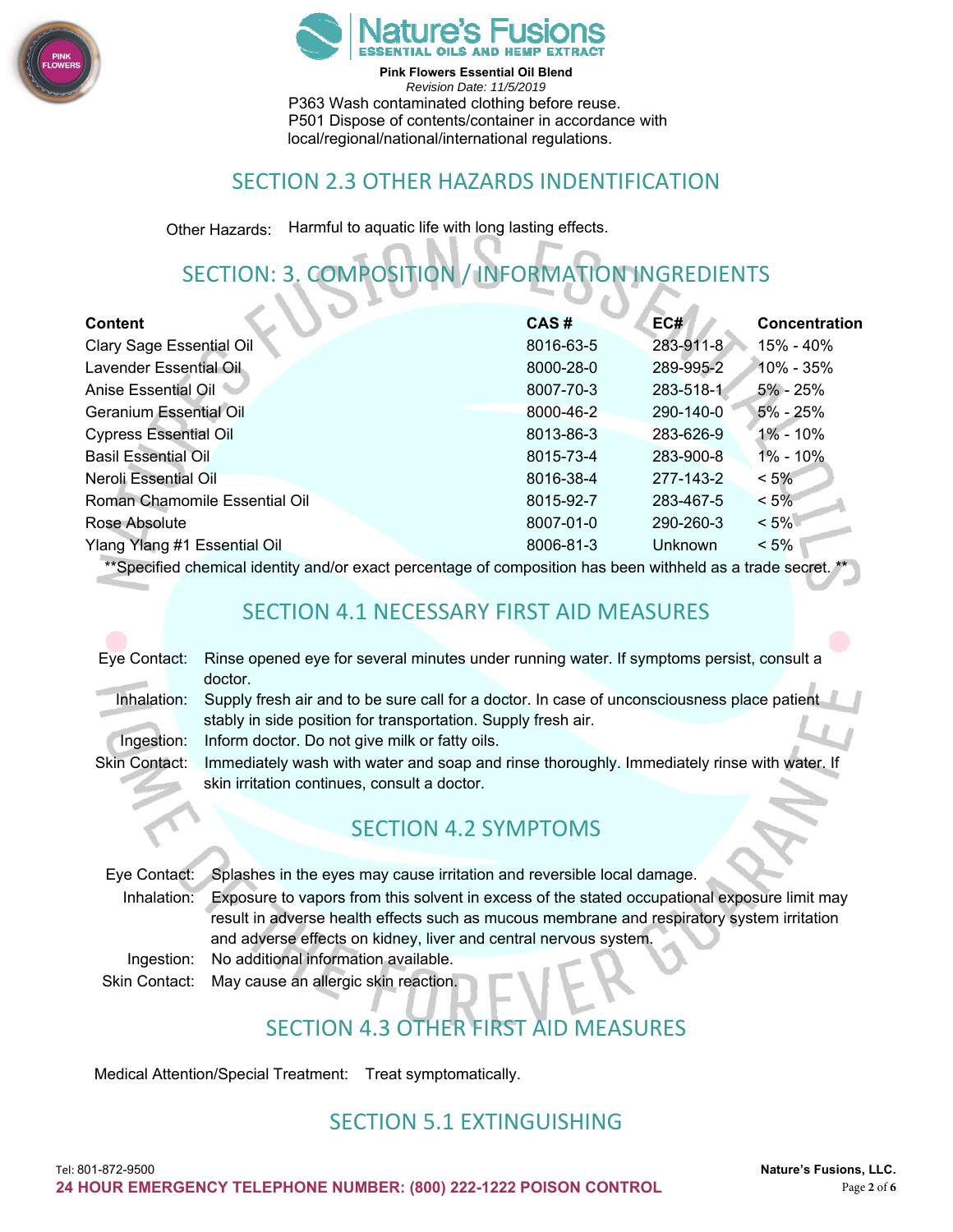P363 Wash contaminated clothing before reuse.
P501 Dispose of contents/container in accordance with local/regional/national/international regulations.

## SECTION 2.3 OTHER HAZARDS INDENTIFICATION

Other Hazards: Harmful to aquatic life with long lasting effects.

## SECTION: 3. COMPOSITION / INFORMATION INGREDIENTS

| Content | CAS # | EC# | Concentration |
|---|---|---|---|
| Clary Sage Essential Oil | 8016-63-5 | 283-911-8 | 15% - 40% |
| Lavender Essential Oil | 8000-28-0 | 289-995-2 | 10% - 35% |
| Anise Essential Oil | 8007-70-3 | 283-518-1 | 5% - 25% |
| Geranium Essential Oil | 8000-46-2 | 290-140-0 | 5% - 25% |
| Cypress Essential Oil | 8013-86-3 | 283-626-9 | 1% - 10% |
| Basil Essential Oil | 8015-73-4 | 283-900-8 | 1% - 10% |
| Neroli Essential Oil | 8016-38-4 | 277-143-2 | < 5% |
| Roman Chamomile Essential Oil | 8015-92-7 | 283-467-5 | < 5% |
| Rose Absolute | 8007-01-0 | 290-260-3 | < 5% |
| Ylang Ylang #1 Essential Oil | 8006-81-3 | Unknown | < 5% |

**Specified chemical identity and/or exact percentage of composition has been withheld as a trade secret. **

## SECTION 4.1 NECESSARY FIRST AID MEASURES

Eye Contact: Rinse opened eye for several minutes under running water. If symptoms persist, consult a doctor.

Inhalation: Supply fresh air and to be sure call for a doctor. In case of unconsciousness place patient stably in side position for transportation. Supply fresh air.

Ingestion: Inform doctor. Do not give milk or fatty oils.

Skin Contact: Immediately wash with water and soap and rinse thoroughly. Immediately rinse with water. If skin irritation continues, consult a doctor.

## SECTION 4.2 SYMPTOMS

Eye Contact: Splashes in the eyes may cause irritation and reversible local damage.

Inhalation: Exposure to vapors from this solvent in excess of the stated occupational exposure limit may result in adverse health effects such as mucous membrane and respiratory system irritation and adverse effects on kidney, liver and central nervous system.

Ingestion: No additional information available.

Skin Contact: May cause an allergic skin reaction.

## SECTION 4.3 OTHER FIRST AID MEASURES

Medical Attention/Special Treatment: Treat symptomatically.

## SECTION 5.1 EXTINGUISHING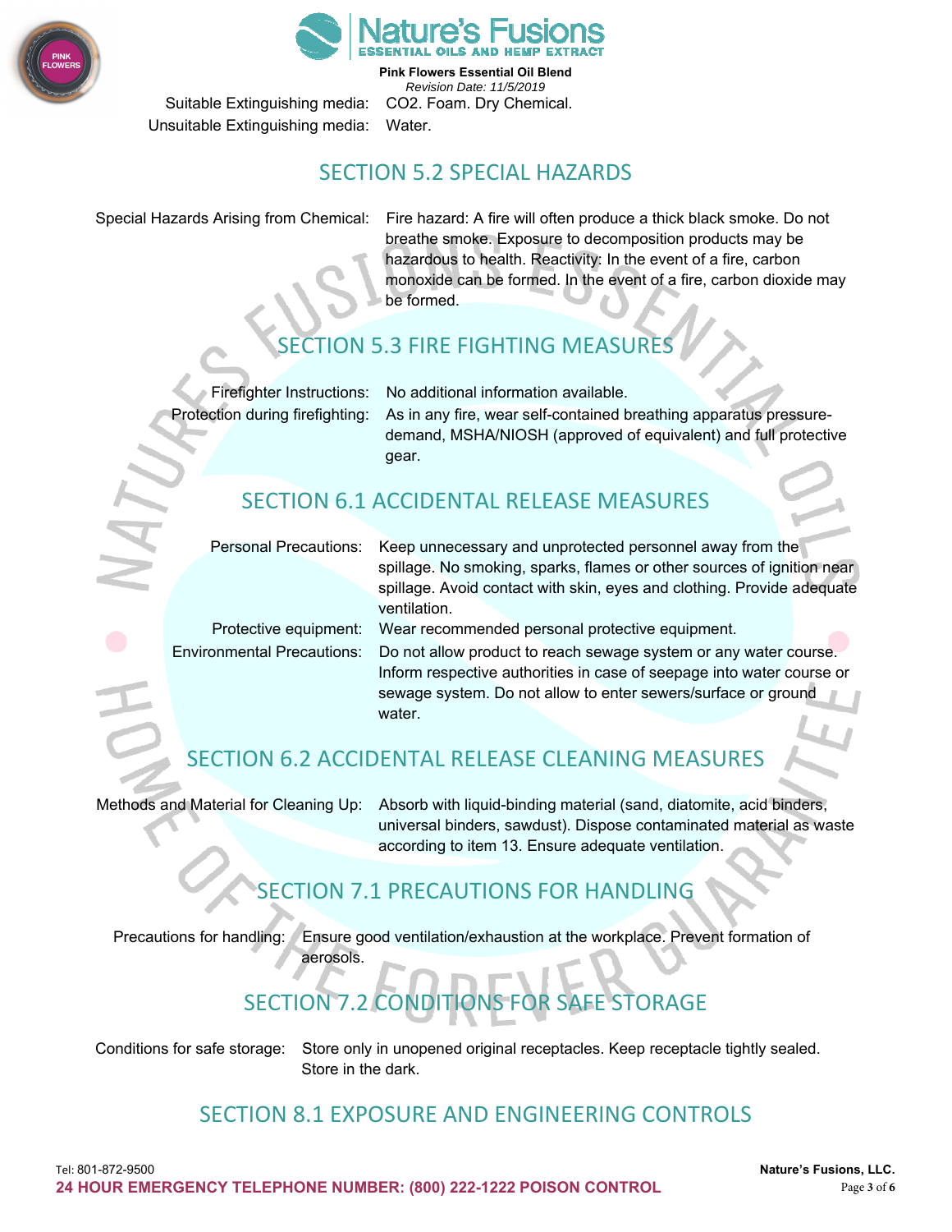Suitable Extinguishing media: $CO_2$. Foam. Dry Chemical.
Unsuitable Extinguishing media: Water.

## SECTION 5.2 SPECIAL HAZARDS

Special Hazards Arising from Chemical: Fire hazard: A fire will often produce a thick black smoke. Do not breathe smoke. Exposure to decomposition products may be hazardous to health. Reactivity: In the event of a fire, carbon monoxide can be formed. In the event of a fire, carbon dioxide may be formed.

## SECTION 5.3 FIRE FIGHTING MEASURES

Firefighter Instructions: No additional information available.
Protection during firefighting: As in any fire, wear self-contained breathing apparatus pressure-demand, MSHA/NIOSH (approved of equivalent) and full protective gear.

## SECTION 6.1 ACCIDENTAL RELEASE MEASURES

Personal Precautions: Keep unnecessary and unprotected personnel away from the spillage. No smoking, sparks, flames or other sources of ignition near spillage. Avoid contact with skin, eyes and clothing. Provide adequate ventilation.
Protective equipment: Wear recommended personal protective equipment.
Environmental Precautions: Do not allow product to reach sewage system or any water course. Inform respective authorities in case of seepage into water course or sewage system. Do not allow to enter sewers/surface or ground water.

## SECTION 6.2 ACCIDENTAL RELEASE CLEANING MEASURES

Methods and Material for Cleaning Up: Absorb with liquid-binding material (sand, diatomite, acid binders, universal binders, sawdust). Dispose contaminated material as waste according to item 13. Ensure adequate ventilation.

## SECTION 7.1 PRECAUTIONS FOR HANDLING

Precautions for handling: Ensure good ventilation/exhaustion at the workplace. Prevent formation of aerosols.

## SECTION 7.2 CONDITIONS FOR SAFE STORAGE

Conditions for safe storage: Store only in unopened original receptacles. Keep receptacle tightly sealed. Store in the dark.

## SECTION 8.1 EXPOSURE AND ENGINEERING CONTROLS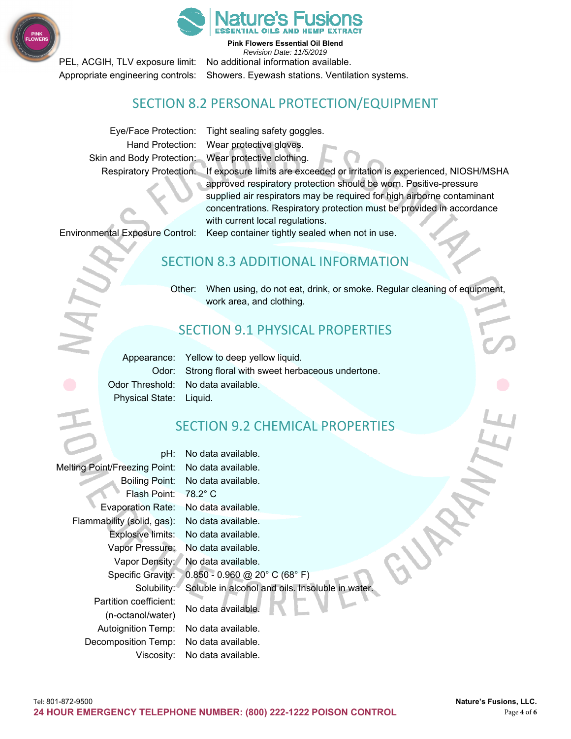| | |
|---|---|
| PEL, ACGIH, TLV exposure limit: | No additional information available. |
| Appropriate engineering controls: | Showers. Eyewash stations. Ventilation systems. |

## SECTION 8.2 PERSONAL PROTECTION/EQUIPMENT

| | |
|---|---|
| Eye/Face Protection: | Tight sealing safety goggles. |
| Hand Protection: | Wear protective gloves. |
| Skin and Body Protection: | Wear protective clothing. |
| Respiratory Protection: | If exposure limits are exceeded or irritation is experienced, NIOSH/MSHA approved respiratory protection should be worn. Positive-pressure supplied air respirators may be required for high airborne contaminant concentrations. Respiratory protection must be provided in accordance with current local regulations. |
| Environmental Exposure Control: | Keep container tightly sealed when not in use. |

## SECTION 8.3 ADDITIONAL INFORMATION

| | |
|---|---|
| Other: | When using, do not eat, drink, or smoke. Regular cleaning of equipment, work area, and clothing. |

## SECTION 9.1 PHYSICAL PROPERTIES

| | |
|---|---|
| Appearance: | Yellow to deep yellow liquid. |
| Odor: | Strong floral with sweet herbaceous undertone. |
| Odor Threshold: | No data available. |
| Physical State: | Liquid. |

## SECTION 9.2 CHEMICAL PROPERTIES

| | |
|---|---|
| pH: | No data available. |
| Melting Point/Freezing Point: | No data available. |
| Boiling Point: | No data available. |
| Flash Point: | 78.2° C |
| Evaporation Rate: | No data available. |
| Flammability (solid, gas): | No data available. |
| Explosive limits: | No data available. |
| Vapor Pressure: | No data available. |
| Vapor Density: | No data available. |
| Specific Gravity: | 0.850 - 0.960 @ 20° C (68° F) |
| Solubility: | Soluble in alcohol and oils. Insoluble in water. |
| Partition coefficient: (n-octanol/water) | No data available. |
| Autoignition Temp: | No data available. |
| Decomposition Temp: | No data available. |
| Viscosity: | No data available. |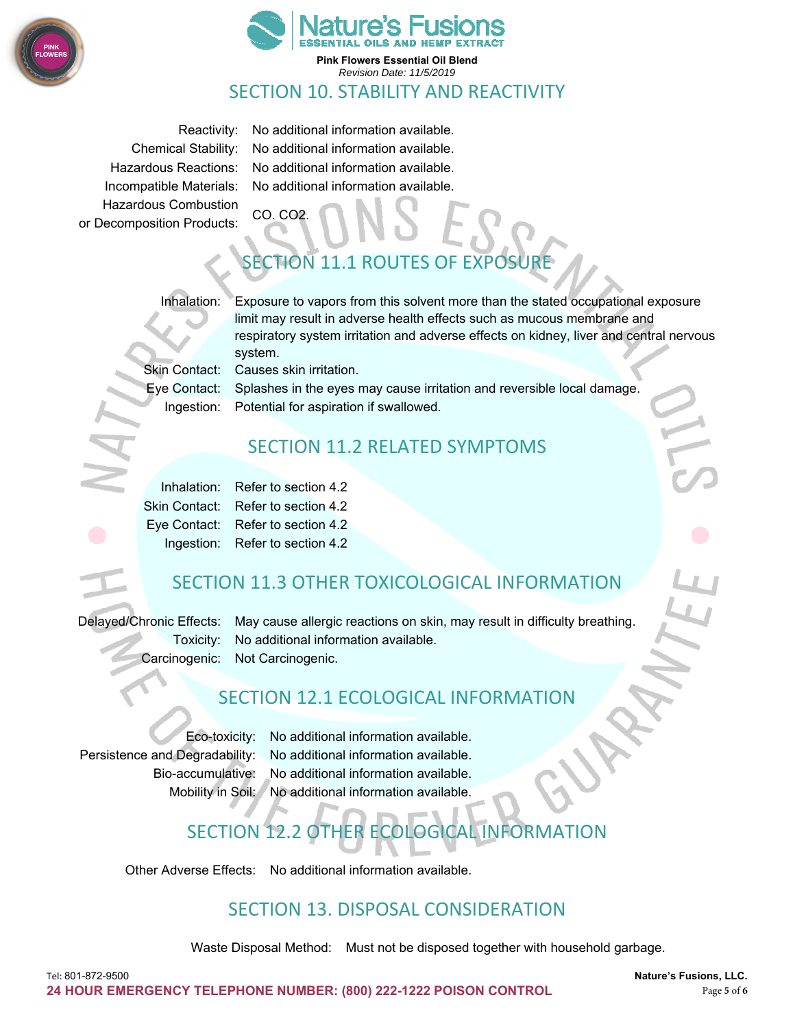## SECTION 10. STABILITY AND REACTIVITY

| | |
|---|---|
| Reactivity: | No additional information available. |
| Chemical Stability: | No additional information available. |
| Hazardous Reactions: | No additional information available. |
| Incompatible Materials: | No additional information available. |
| Hazardous Combustion or Decomposition Products: | CO. CO2. |

## SECTION 11.1 ROUTES OF EXPOSURE

| | |
|---|---|
| Inhalation: | Exposure to vapors from this solvent more than the stated occupational exposure limit may result in adverse health effects such as mucous membrane and respiratory system irritation and adverse effects on kidney, liver and central nervous system. |
| Skin Contact: | Causes skin irritation. |
| Eye Contact: | Splashes in the eyes may cause irritation and reversible local damage. |
| Ingestion: | Potential for aspiration if swallowed. |

## SECTION 11.2 RELATED SYMPTOMS

| | |
|---|---|
| Inhalation: | Refer to section 4.2 |
| Skin Contact: | Refer to section 4.2 |
| Eye Contact: | Refer to section 4.2 |
| Ingestion: | Refer to section 4.2 |

## SECTION 11.3 OTHER TOXICOLOGICAL INFORMATION

| | |
|---|---|
| Delayed/Chronic Effects: | May cause allergic reactions on skin, may result in difficulty breathing. |
| Toxicity: | No additional information available. |
| Carcinogenic: | Not Carcinogenic. |

## SECTION 12.1 ECOLOGICAL INFORMATION

| | |
|---|---|
| Eco-toxicity: | No additional information available. |
| Persistence and Degradability: | No additional information available. |
| Bio-accumulative: | No additional information available. |
| Mobility in Soil: | No additional information available. |

## SECTION 12.2 OTHER ECOLOGICAL INFORMATION

Other Adverse Effects: No additional information available.

## SECTION 13. DISPOSAL CONSIDERATION

Waste Disposal Method: Must not be disposed together with household garbage.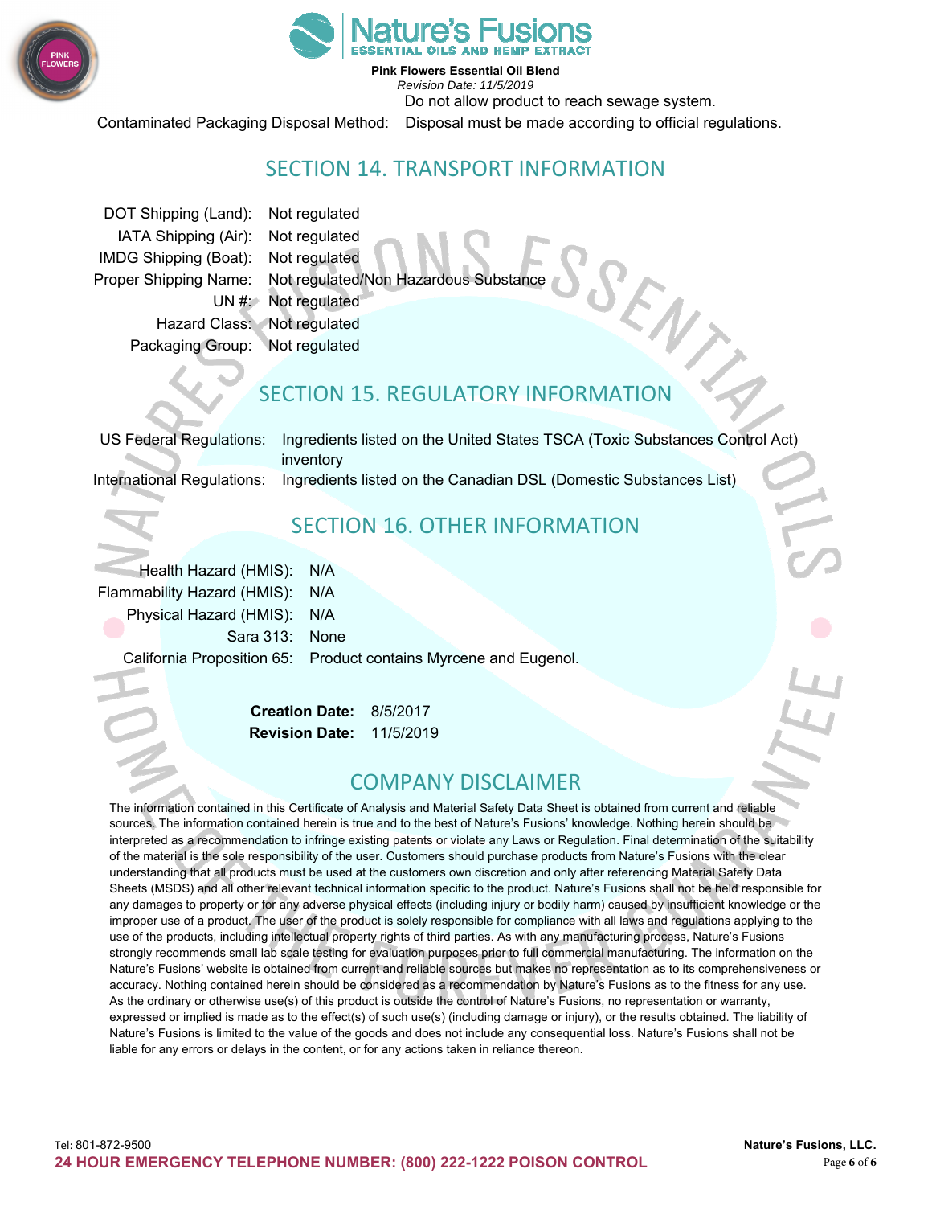Do not allow product to reach sewage system.

Contaminated Packaging Disposal Method: Disposal must be made according to official regulations.

## SECTION 14. TRANSPORT INFORMATION

| | |
|---|---|
| DOT Shipping (Land): | Not regulated |
| IATA Shipping (Air): | Not regulated |
| IMDG Shipping (Boat): | Not regulated |
| Proper Shipping Name: | Not regulated/Non Hazardous Substance |
| UN #: | Not regulated |
| Hazard Class: | Not regulated |
| Packaging Group: | Not regulated |

## SECTION 15. REGULATORY INFORMATION

| | |
|---|---|
| US Federal Regulations: | Ingredients listed on the United States TSCA (Toxic Substances Control Act) inventory |
| International Regulations: | Ingredients listed on the Canadian DSL (Domestic Substances List) |

## SECTION 16. OTHER INFORMATION

| | |
|---|---|
| Health Hazard (HMIS): | N/A |
| Flammability Hazard (HMIS): | N/A |
| Physical Hazard (HMIS): | N/A |
| Sara 313: | None |
| California Proposition 65: | Product contains Myrcene and Eugenol. |

**Creation Date:** 8/5/2017
**Revision Date:** 11/5/2019

## COMPANY DISCLAIMER

The information contained in this Certificate of Analysis and Material Safety Data Sheet is obtained from current and reliable sources. The information contained herein is true and to the best of Nature's Fusions' knowledge. Nothing herein should be interpreted as a recommendation to infringe existing patents or violate any Laws or Regulation. Final determination of the suitability of the material is the sole responsibility of the user. Customers should purchase products from Nature's Fusions with the clear understanding that all products must be used at the customers own discretion and only after referencing Material Safety Data Sheets (MSDS) and all other relevant technical information specific to the product. Nature's Fusions shall not be held responsible for any damages to property or for any adverse physical effects (including injury or bodily harm) caused by insufficient knowledge or the improper use of a product. The user of the product is solely responsible for compliance with all laws and regulations applying to the use of the products, including intellectual property rights of third parties. As with any manufacturing process, Nature's Fusions strongly recommends small lab scale testing for evaluation purposes prior to full commercial manufacturing. The information on the Nature's Fusions' website is obtained from current and reliable sources but makes no representation as to its comprehensiveness or accuracy. Nothing contained herein should be considered as a recommendation by Nature's Fusions as to the fitness for any use. As the ordinary or otherwise use(s) of this product is outside the control of Nature's Fusions, no representation or warranty, expressed or implied is made as to the effect(s) of such use(s) (including damage or injury), or the results obtained. The liability of Nature's Fusions is limited to the value of the goods and does not include any consequential loss. Nature's Fusions shall not be liable for any errors or delays in the content, or for any actions taken in reliance thereon.